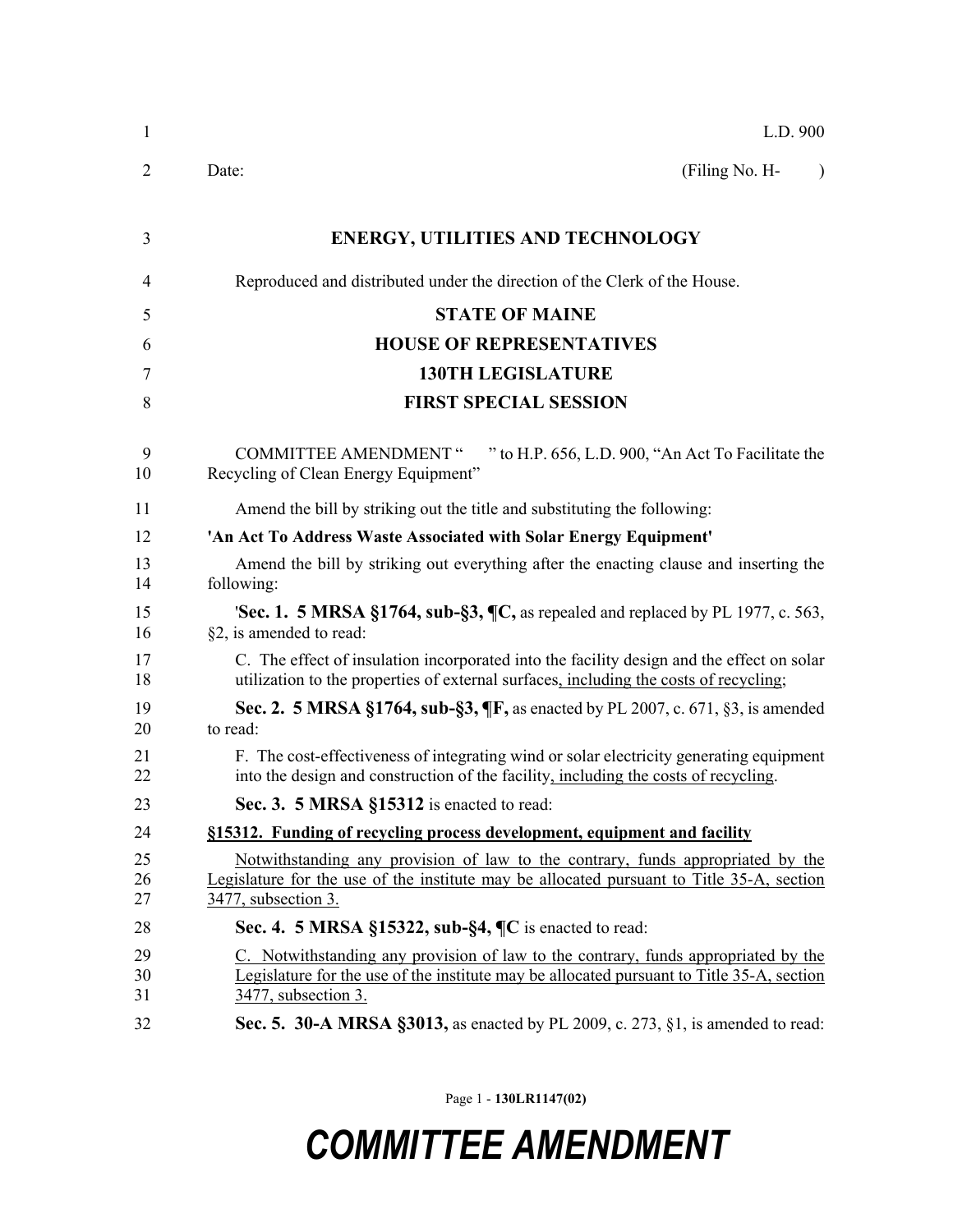L.D. 900

Date: (Filing No. H- )

# ENERGY, UTILITIES AND TECHNOLOGY

Reproduced and distributed under the direction of the Clerk of the House.

## STATE OF MAINE
## HOUSE OF REPRESENTATIVES
## 130TH LEGISLATURE
## FIRST SPECIAL SESSION

COMMITTEE AMENDMENT " " to H.P. 656, L.D. 900, "An Act To Facilitate the Recycling of Clean Energy Equipment"

Amend the bill by striking out the title and substituting the following:

**'An Act To Address Waste Associated with Solar Energy Equipment'**

Amend the bill by striking out everything after the enacting clause and inserting the following:

'**Sec. 1. 5 MRSA §1764, sub-§3, ¶C,** as repealed and replaced by PL 1977, c. 563, §2, is amended to read:

C. The effect of insulation incorporated into the facility design and the effect on solar utilization to the properties of external surfaces, including the costs of recycling;

**Sec. 2. 5 MRSA §1764, sub-§3, ¶F,** as enacted by PL 2007, c. 671, §3, is amended to read:

F. The cost-effectiveness of integrating wind or solar electricity generating equipment into the design and construction of the facility, including the costs of recycling.

**Sec. 3. 5 MRSA §15312** is enacted to read:

**§15312. Funding of recycling process development, equipment and facility**

Notwithstanding any provision of law to the contrary, funds appropriated by the Legislature for the use of the institute may be allocated pursuant to Title 35-A, section 3477, subsection 3.

**Sec. 4. 5 MRSA §15322, sub-§4, ¶C** is enacted to read:

C. Notwithstanding any provision of law to the contrary, funds appropriated by the Legislature for the use of the institute may be allocated pursuant to Title 35-A, section 3477, subsection 3.

**Sec. 5. 30-A MRSA §3013,** as enacted by PL 2009, c. 273, §1, is amended to read: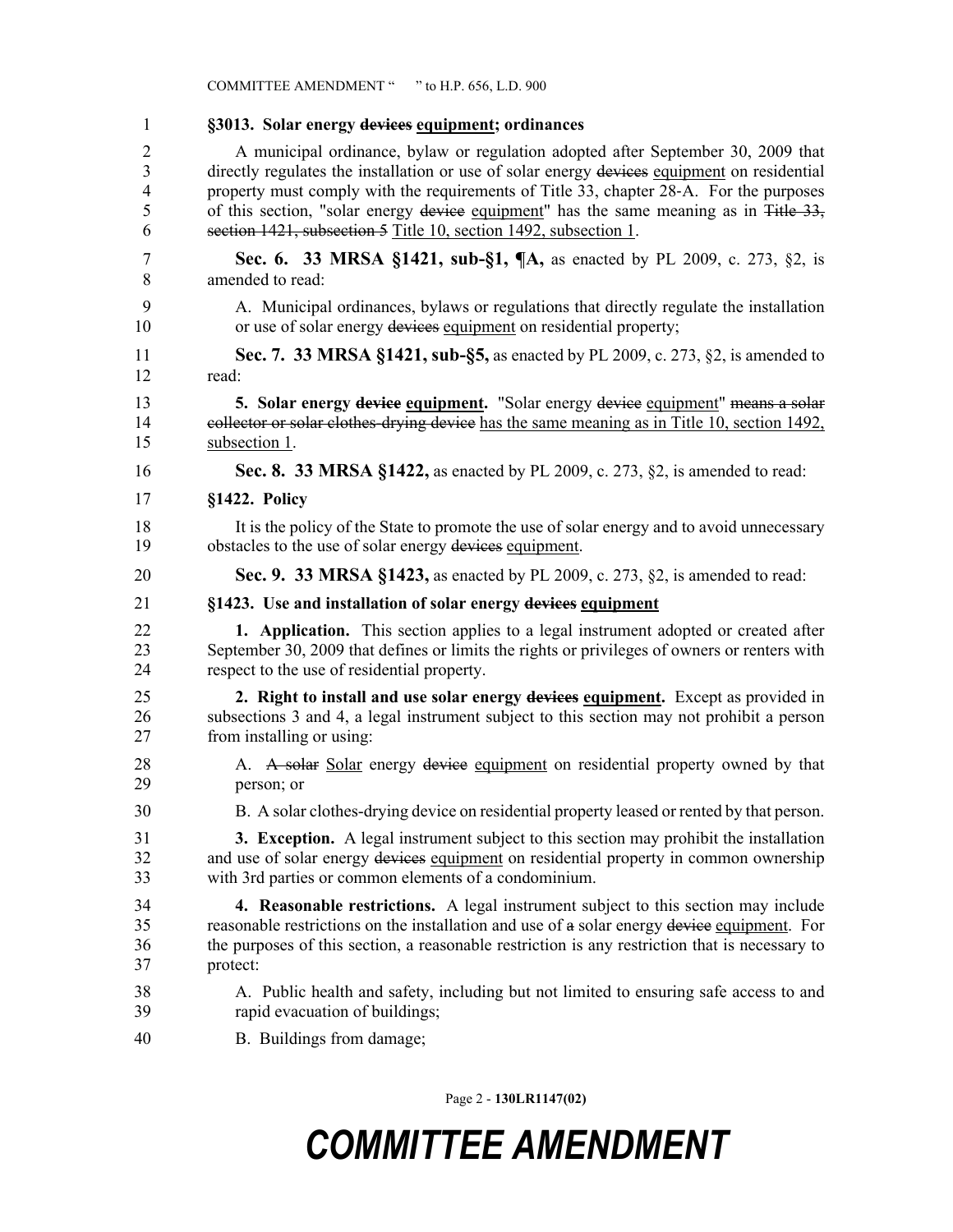**§3013. Solar energy ~~devices~~ <u>equipment</u>; ordinances**

A municipal ordinance, bylaw or regulation adopted after September 30, 2009 that directly regulates the installation or use of solar energy ~~devices~~ <u>equipment</u> on residential property must comply with the requirements of Title 33, chapter 28-A. For the purposes of this section, "solar energy ~~device~~ <u>equipment</u>" has the same meaning as in ~~Title 33, section 1421, subsection 5~~ <u>Title 10, section 1492, subsection 1</u>.

**Sec. 6. 33 MRSA §1421, sub-§1, ¶A,** as enacted by PL 2009, c. 273, §2, is amended to read:

A. Municipal ordinances, bylaws or regulations that directly regulate the installation or use of solar energy ~~devices~~ <u>equipment</u> on residential property;

**Sec. 7. 33 MRSA §1421, sub-§5,** as enacted by PL 2009, c. 273, §2, is amended to read:

**5. Solar energy ~~device~~ <u>equipment</u>.** "Solar energy ~~device~~ <u>equipment</u>" ~~means a solar collector or solar clothes-drying device~~ <u>has the same meaning as in Title 10, section 1492, subsection 1</u>.

**Sec. 8. 33 MRSA §1422,** as enacted by PL 2009, c. 273, §2, is amended to read:

**§1422. Policy**

It is the policy of the State to promote the use of solar energy and to avoid unnecessary obstacles to the use of solar energy ~~devices~~ <u>equipment</u>.

**Sec. 9. 33 MRSA §1423,** as enacted by PL 2009, c. 273, §2, is amended to read:

**§1423. Use and installation of solar energy ~~devices~~ <u>equipment</u>**

**1. Application.** This section applies to a legal instrument adopted or created after September 30, 2009 that defines or limits the rights or privileges of owners or renters with respect to the use of residential property.

**2. Right to install and use solar energy ~~devices~~ <u>equipment</u>.** Except as provided in subsections 3 and 4, a legal instrument subject to this section may not prohibit a person from installing or using:

A. ~~A solar~~ <u>Solar</u> energy ~~device~~ <u>equipment</u> on residential property owned by that person; or

B. A solar clothes-drying device on residential property leased or rented by that person.

**3. Exception.** A legal instrument subject to this section may prohibit the installation and use of solar energy ~~devices~~ <u>equipment</u> on residential property in common ownership with 3rd parties or common elements of a condominium.

**4. Reasonable restrictions.** A legal instrument subject to this section may include reasonable restrictions on the installation and use of ~~a~~ solar energy ~~device~~ <u>equipment</u>. For the purposes of this section, a reasonable restriction is any restriction that is necessary to protect:

A. Public health and safety, including but not limited to ensuring safe access to and rapid evacuation of buildings;

B. Buildings from damage;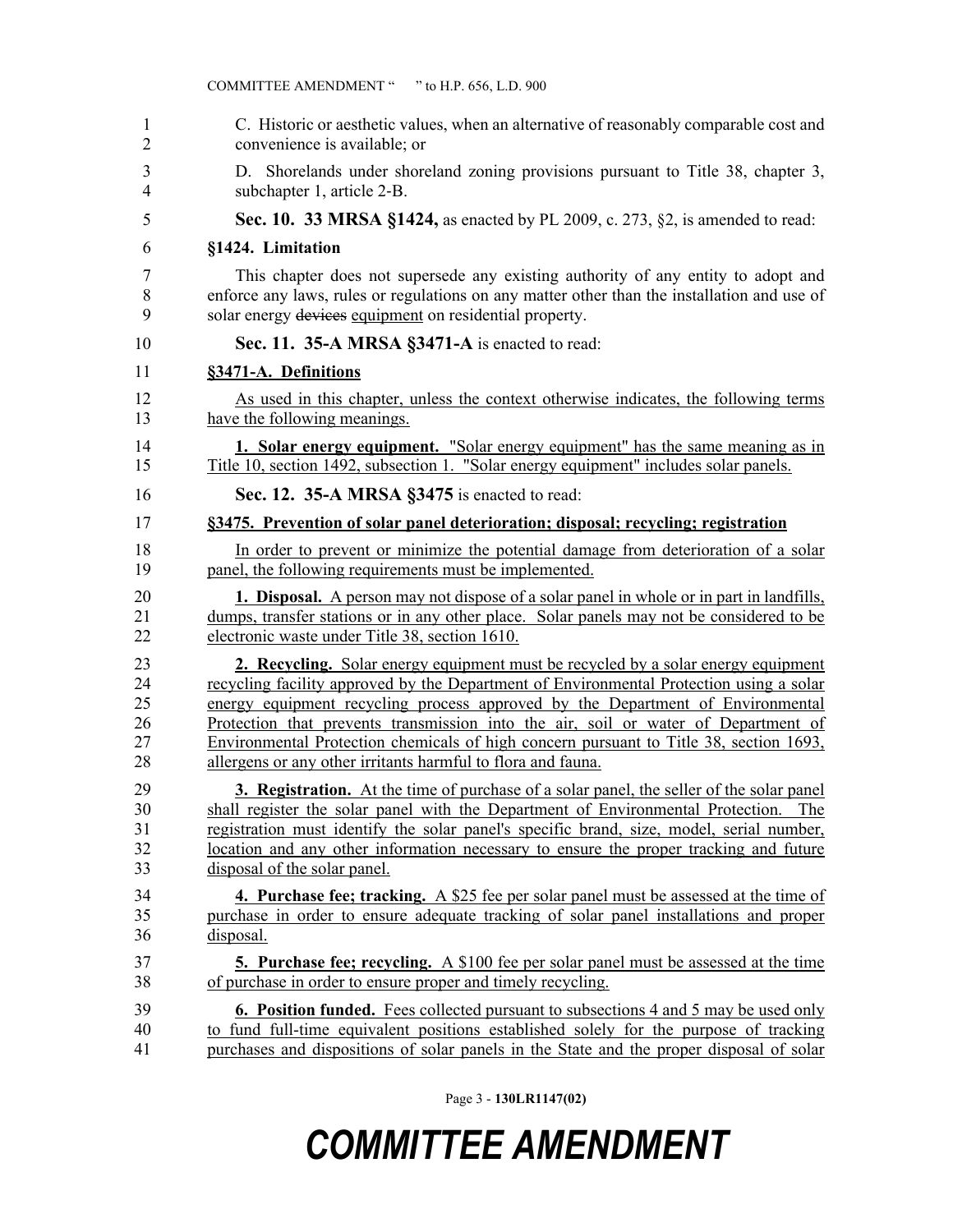C. Historic or aesthetic values, when an alternative of reasonably comparable cost and convenience is available; or

D. Shorelands under shoreland zoning provisions pursuant to Title 38, chapter 3, subchapter 1, article 2-B.

**Sec. 10. 33 MRSA §1424,** as enacted by PL 2009, c. 273, §2, is amended to read:

**§1424. Limitation**

This chapter does not supersede any existing authority of any entity to adopt and enforce any laws, rules or regulations on any matter other than the installation and use of solar energy ~~devices~~ equipment on residential property.

**Sec. 11. 35-A MRSA §3471-A** is enacted to read:

**§3471-A. Definitions**

As used in this chapter, unless the context otherwise indicates, the following terms have the following meanings.

**1. Solar energy equipment.** "Solar energy equipment" has the same meaning as in Title 10, section 1492, subsection 1. "Solar energy equipment" includes solar panels.

**Sec. 12. 35-A MRSA §3475** is enacted to read:

**§3475. Prevention of solar panel deterioration; disposal; recycling; registration**

In order to prevent or minimize the potential damage from deterioration of a solar panel, the following requirements must be implemented.

**1. Disposal.** A person may not dispose of a solar panel in whole or in part in landfills, dumps, transfer stations or in any other place. Solar panels may not be considered to be electronic waste under Title 38, section 1610.

**2. Recycling.** Solar energy equipment must be recycled by a solar energy equipment recycling facility approved by the Department of Environmental Protection using a solar energy equipment recycling process approved by the Department of Environmental Protection that prevents transmission into the air, soil or water of Department of Environmental Protection chemicals of high concern pursuant to Title 38, section 1693, allergens or any other irritants harmful to flora and fauna.

**3. Registration.** At the time of purchase of a solar panel, the seller of the solar panel shall register the solar panel with the Department of Environmental Protection. The registration must identify the solar panel's specific brand, size, model, serial number, location and any other information necessary to ensure the proper tracking and future disposal of the solar panel.

**4. Purchase fee; tracking.** A $25 fee per solar panel must be assessed at the time of purchase in order to ensure adequate tracking of solar panel installations and proper disposal.

**5. Purchase fee; recycling.** A $100 fee per solar panel must be assessed at the time of purchase in order to ensure proper and timely recycling.

**6. Position funded.** Fees collected pursuant to subsections 4 and 5 may be used only to fund full-time equivalent positions established solely for the purpose of tracking purchases and dispositions of solar panels in the State and the proper disposal of solar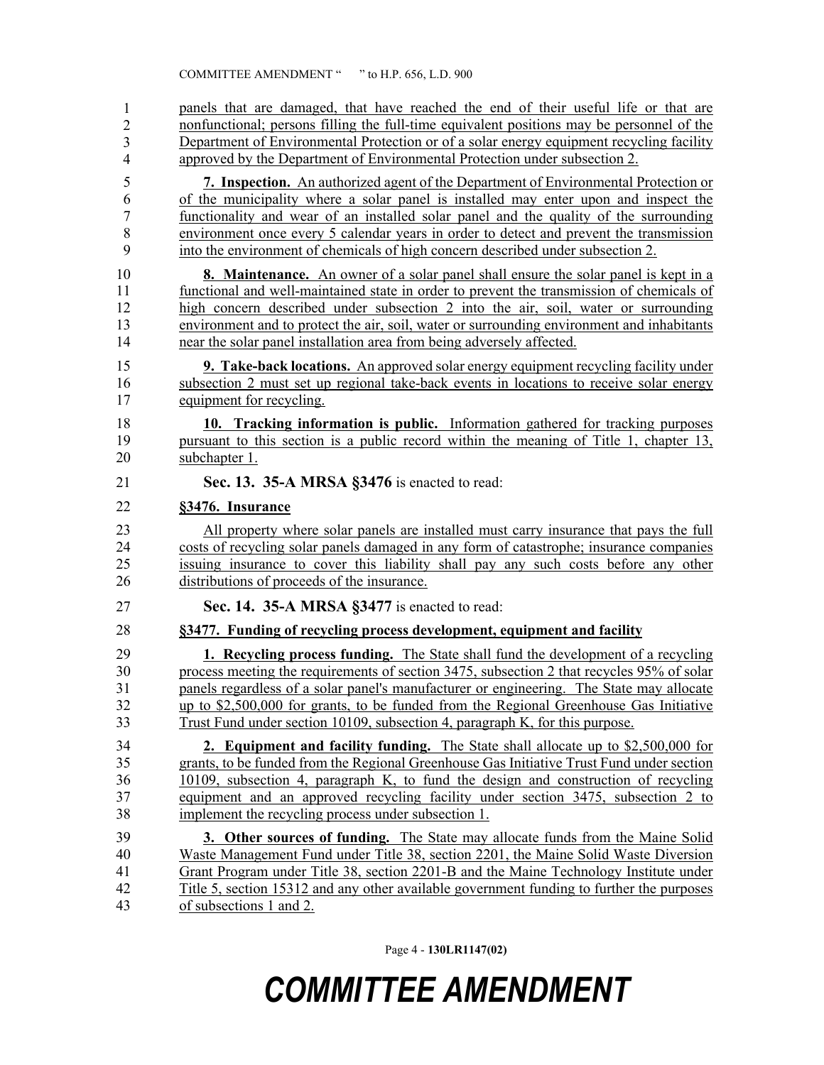panels that are damaged, that have reached the end of their useful life or that are nonfunctional; persons filling the full-time equivalent positions may be personnel of the Department of Environmental Protection or of a solar energy equipment recycling facility approved by the Department of Environmental Protection under subsection 2.

**7. Inspection.** An authorized agent of the Department of Environmental Protection or of the municipality where a solar panel is installed may enter upon and inspect the functionality and wear of an installed solar panel and the quality of the surrounding environment once every 5 calendar years in order to detect and prevent the transmission into the environment of chemicals of high concern described under subsection 2.

**8. Maintenance.** An owner of a solar panel shall ensure the solar panel is kept in a functional and well-maintained state in order to prevent the transmission of chemicals of high concern described under subsection 2 into the air, soil, water or surrounding environment and to protect the air, soil, water or surrounding environment and inhabitants near the solar panel installation area from being adversely affected.

**9. Take-back locations.** An approved solar energy equipment recycling facility under subsection 2 must set up regional take-back events in locations to receive solar energy equipment for recycling.

**10. Tracking information is public.** Information gathered for tracking purposes pursuant to this section is a public record within the meaning of Title 1, chapter 13, subchapter 1.

**Sec. 13. 35-A MRSA §3476** is enacted to read:

**§3476. Insurance**

All property where solar panels are installed must carry insurance that pays the full costs of recycling solar panels damaged in any form of catastrophe; insurance companies issuing insurance to cover this liability shall pay any such costs before any other distributions of proceeds of the insurance.

**Sec. 14. 35-A MRSA §3477** is enacted to read:

**§3477. Funding of recycling process development, equipment and facility**

**1. Recycling process funding.** The State shall fund the development of a recycling process meeting the requirements of section 3475, subsection 2 that recycles 95% of solar panels regardless of a solar panel's manufacturer or engineering. The State may allocate up to $2,500,000 for grants, to be funded from the Regional Greenhouse Gas Initiative Trust Fund under section 10109, subsection 4, paragraph K, for this purpose.

**2. Equipment and facility funding.** The State shall allocate up to $2,500,000 for grants, to be funded from the Regional Greenhouse Gas Initiative Trust Fund under section 10109, subsection 4, paragraph K, to fund the design and construction of recycling equipment and an approved recycling facility under section 3475, subsection 2 to implement the recycling process under subsection 1.

**3. Other sources of funding.** The State may allocate funds from the Maine Solid Waste Management Fund under Title 38, section 2201, the Maine Solid Waste Diversion Grant Program under Title 38, section 2201-B and the Maine Technology Institute under Title 5, section 15312 and any other available government funding to further the purposes of subsections 1 and 2.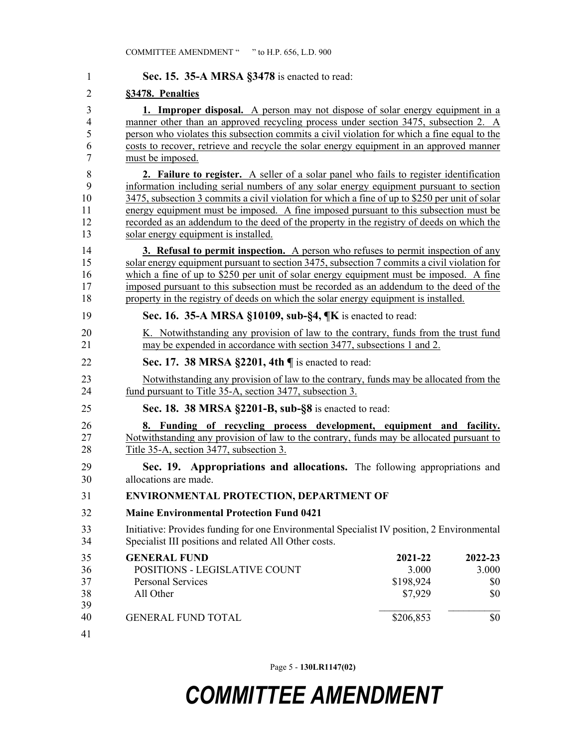**Sec. 15. 35-A MRSA §3478** is enacted to read:

**§3478. Penalties**

**1. Improper disposal.** A person may not dispose of solar energy equipment in a manner other than an approved recycling process under section 3475, subsection 2. A person who violates this subsection commits a civil violation for which a fine equal to the costs to recover, retrieve and recycle the solar energy equipment in an approved manner must be imposed.

**2. Failure to register.** A seller of a solar panel who fails to register identification information including serial numbers of any solar energy equipment pursuant to section 3475, subsection 3 commits a civil violation for which a fine of up to $250 per unit of solar energy equipment must be imposed. A fine imposed pursuant to this subsection must be recorded as an addendum to the deed of the property in the registry of deeds on which the solar energy equipment is installed.

**3. Refusal to permit inspection.** A person who refuses to permit inspection of any solar energy equipment pursuant to section 3475, subsection 7 commits a civil violation for which a fine of up to $250 per unit of solar energy equipment must be imposed. A fine imposed pursuant to this subsection must be recorded as an addendum to the deed of the property in the registry of deeds on which the solar energy equipment is installed.

**Sec. 16. 35-A MRSA §10109, sub-§4, ¶K** is enacted to read:

K. Notwithstanding any provision of law to the contrary, funds from the trust fund may be expended in accordance with section 3477, subsections 1 and 2.

**Sec. 17. 38 MRSA §2201, 4th ¶** is enacted to read:

Notwithstanding any provision of law to the contrary, funds may be allocated from the fund pursuant to Title 35-A, section 3477, subsection 3.

**Sec. 18. 38 MRSA §2201-B, sub-§8** is enacted to read:

**8. Funding of recycling process development, equipment and facility.** Notwithstanding any provision of law to the contrary, funds may be allocated pursuant to Title 35-A, section 3477, subsection 3.

**Sec. 19. Appropriations and allocations.** The following appropriations and allocations are made.

**ENVIRONMENTAL PROTECTION, DEPARTMENT OF**

**Maine Environmental Protection Fund 0421**

Initiative: Provides funding for one Environmental Specialist IV position, 2 Environmental Specialist III positions and related All Other costs.

| GENERAL FUND | 2021-22 | 2022-23 |
|---|---|---|
| POSITIONS - LEGISLATIVE COUNT | 3.000 | 3.000 |
| Personal Services | $198,924 | $0 |
| All Other | $7,929 | $0 |
| GENERAL FUND TOTAL | $206,853 | $0 |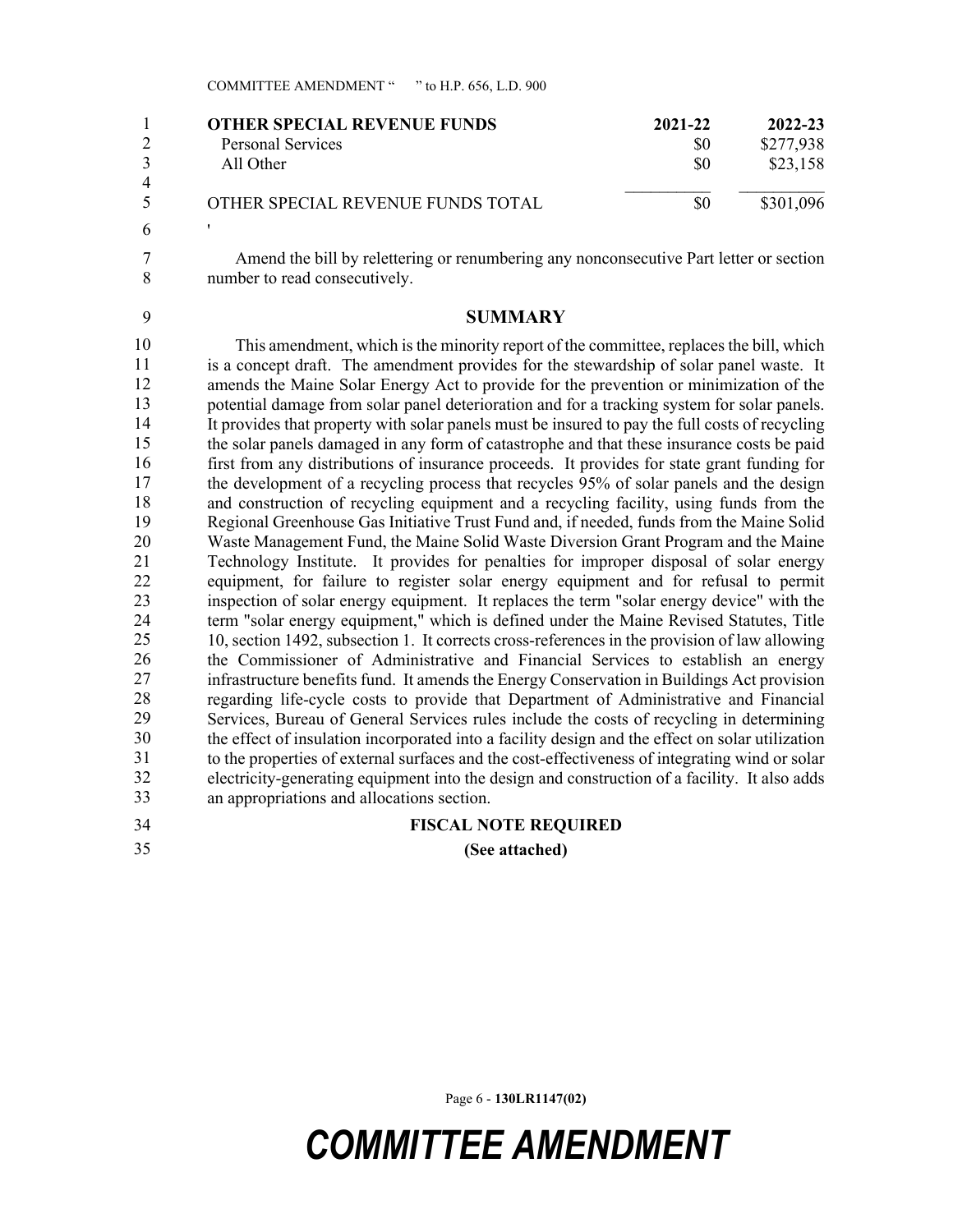| OTHER SPECIAL REVENUE FUNDS | 2021-22 | 2022-23 |
| --- | --- | --- |
| Personal Services | $0 | $277,938 |
| All Other | $0 | $23,158 |
| OTHER SPECIAL REVENUE FUNDS TOTAL | $0 | $301,096 |

'

Amend the bill by relettering or renumbering any nonconsecutive Part letter or section number to read consecutively.

## SUMMARY

This amendment, which is the minority report of the committee, replaces the bill, which is a concept draft. The amendment provides for the stewardship of solar panel waste. It amends the Maine Solar Energy Act to provide for the prevention or minimization of the potential damage from solar panel deterioration and for a tracking system for solar panels. It provides that property with solar panels must be insured to pay the full costs of recycling the solar panels damaged in any form of catastrophe and that these insurance costs be paid first from any distributions of insurance proceeds. It provides for state grant funding for the development of a recycling process that recycles 95% of solar panels and the design and construction of recycling equipment and a recycling facility, using funds from the Regional Greenhouse Gas Initiative Trust Fund and, if needed, funds from the Maine Solid Waste Management Fund, the Maine Solid Waste Diversion Grant Program and the Maine Technology Institute. It provides for penalties for improper disposal of solar energy equipment, for failure to register solar energy equipment and for refusal to permit inspection of solar energy equipment. It replaces the term "solar energy device" with the term "solar energy equipment," which is defined under the Maine Revised Statutes, Title 10, section 1492, subsection 1. It corrects cross-references in the provision of law allowing the Commissioner of Administrative and Financial Services to establish an energy infrastructure benefits fund. It amends the Energy Conservation in Buildings Act provision regarding life-cycle costs to provide that Department of Administrative and Financial Services, Bureau of General Services rules include the costs of recycling in determining the effect of insulation incorporated into a facility design and the effect on solar utilization to the properties of external surfaces and the cost-effectiveness of integrating wind or solar electricity-generating equipment into the design and construction of a facility. It also adds an appropriations and allocations section.

**FISCAL NOTE REQUIRED**

**(See attached)**